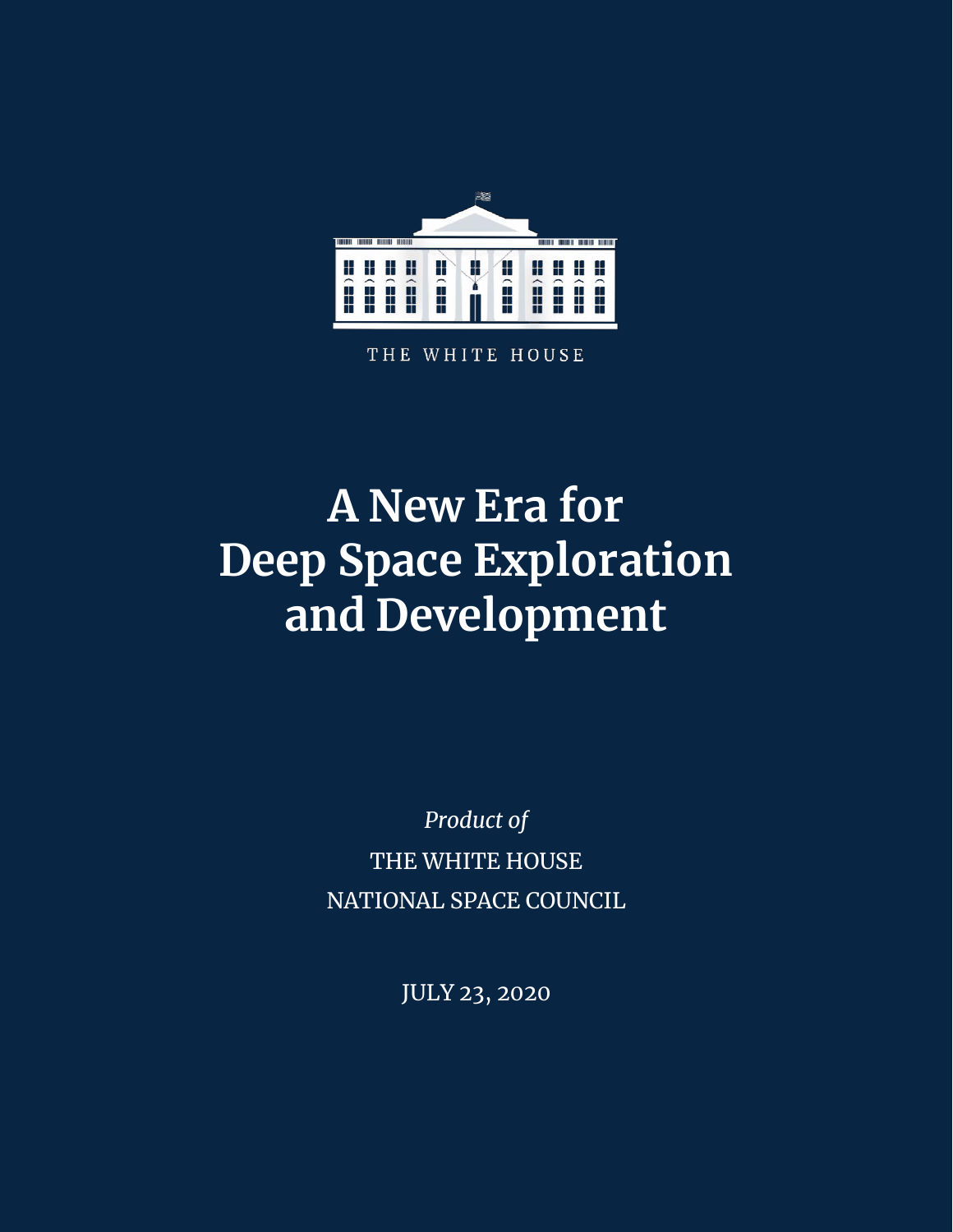THE WHITE HOUSE

# A New Era for Deep Space Exploration and Development

*Product of*

THE WHITE HOUSE

NATIONAL SPACE COUNCIL

JULY 23, 2020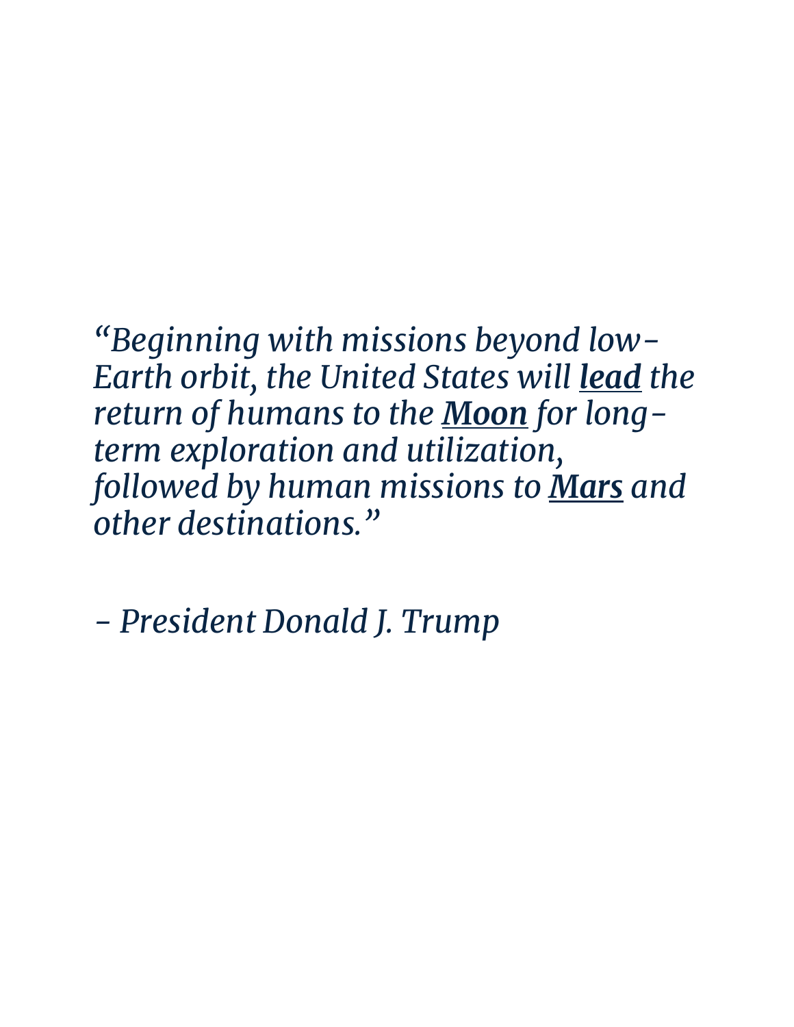*"Beginning with missions beyond low-Earth orbit, the United States will **lead** the return of humans to the **Moon** for long-term exploration and utilization, followed by human missions to **Mars** and other destinations."*

*- President Donald J. Trump*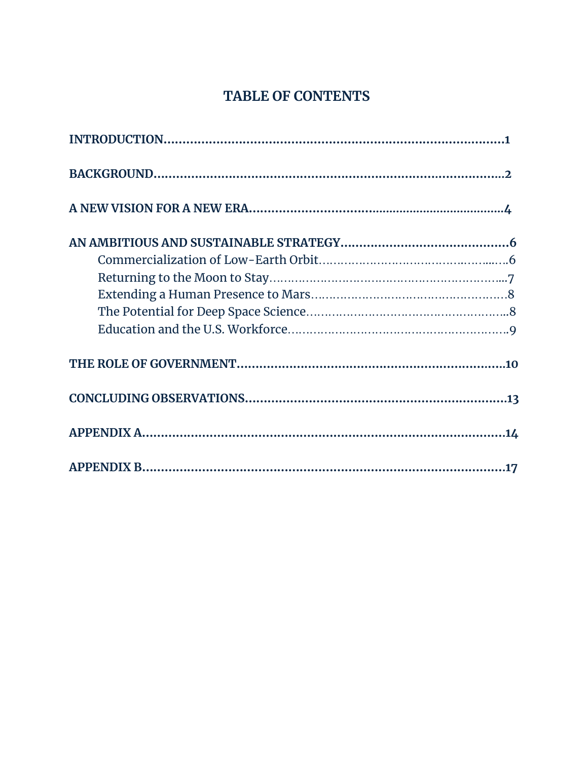# TABLE OF CONTENTS

**INTRODUCTION**......................................................................................**1**

**BACKGROUND**.........................................................................................**2**

**A NEW VISION FOR A NEW ERA**...........................................................**4**

**AN AMBITIOUS AND SUSTAINABLE STRATEGY**...................................**6**

- Commercialization of Low-Earth Orbit...........................................6
- Returning to the Moon to Stay.......................................................7
- Extending a Human Presence to Mars...........................................8
- The Potential for Deep Space Science............................................8
- Education and the U.S. Workforce................................................9

**THE ROLE OF GOVERNMENT**...............................................................**10**

**CONCLUDING OBSERVATIONS**............................................................**13**

**APPENDIX A**.........................................................................................**14**

**APPENDIX B**.........................................................................................**17**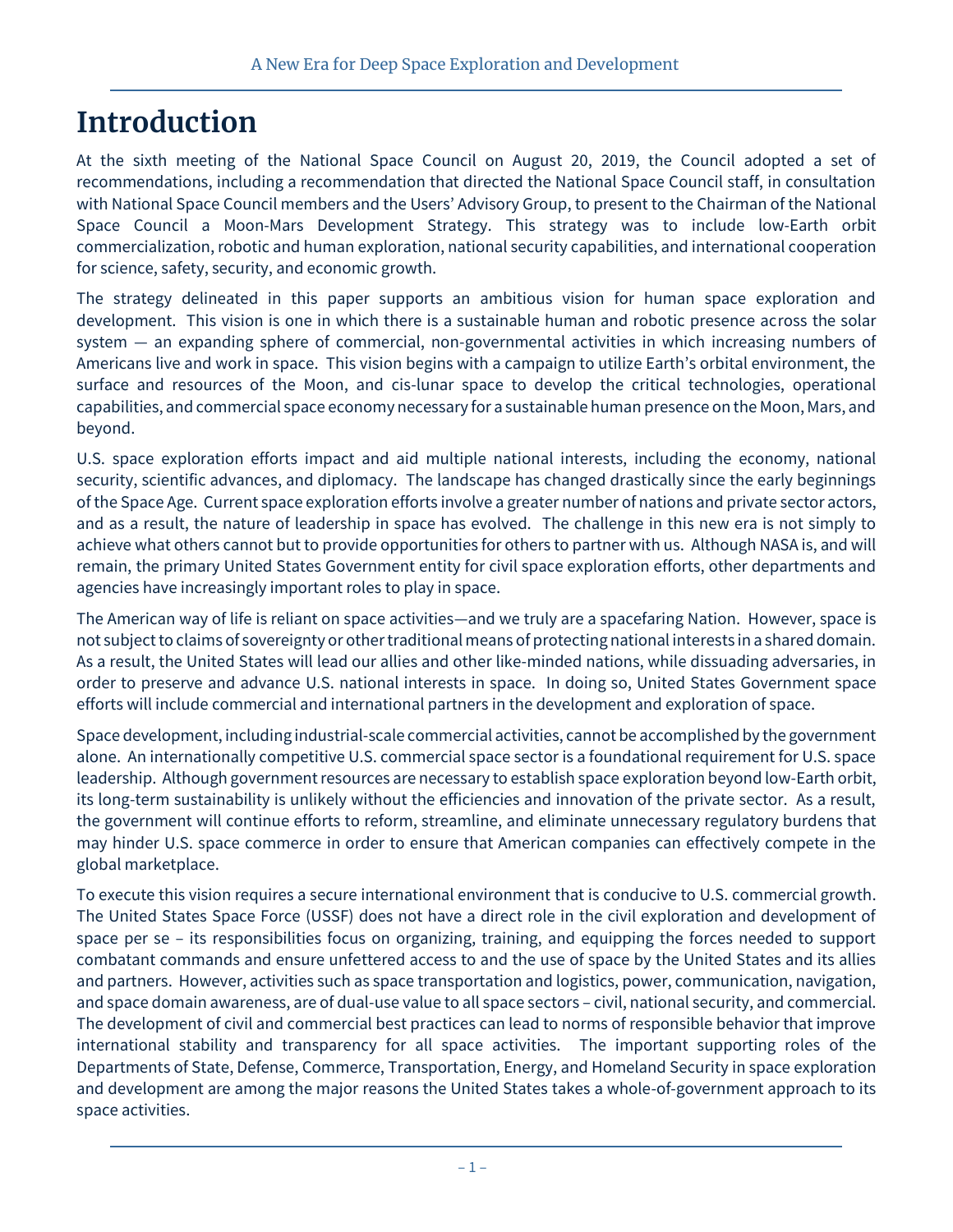# Introduction

At the sixth meeting of the National Space Council on August 20, 2019, the Council adopted a set of recommendations, including a recommendation that directed the National Space Council staff, in consultation with National Space Council members and the Users' Advisory Group, to present to the Chairman of the National Space Council a Moon-Mars Development Strategy. This strategy was to include low-Earth orbit commercialization, robotic and human exploration, national security capabilities, and international cooperation for science, safety, security, and economic growth.

The strategy delineated in this paper supports an ambitious vision for human space exploration and development. This vision is one in which there is a sustainable human and robotic presence across the solar system — an expanding sphere of commercial, non-governmental activities in which increasing numbers of Americans live and work in space. This vision begins with a campaign to utilize Earth's orbital environment, the surface and resources of the Moon, and cis-lunar space to develop the critical technologies, operational capabilities, and commercial space economy necessary for a sustainable human presence on the Moon, Mars, and beyond.

U.S. space exploration efforts impact and aid multiple national interests, including the economy, national security, scientific advances, and diplomacy. The landscape has changed drastically since the early beginnings of the Space Age. Current space exploration efforts involve a greater number of nations and private sector actors, and as a result, the nature of leadership in space has evolved. The challenge in this new era is not simply to achieve what others cannot but to provide opportunities for others to partner with us. Although NASA is, and will remain, the primary United States Government entity for civil space exploration efforts, other departments and agencies have increasingly important roles to play in space.

The American way of life is reliant on space activities—and we truly are a spacefaring Nation. However, space is not subject to claims of sovereignty or other traditional means of protecting national interests in a shared domain. As a result, the United States will lead our allies and other like-minded nations, while dissuading adversaries, in order to preserve and advance U.S. national interests in space. In doing so, United States Government space efforts will include commercial and international partners in the development and exploration of space.

Space development, including industrial-scale commercial activities, cannot be accomplished by the government alone. An internationally competitive U.S. commercial space sector is a foundational requirement for U.S. space leadership. Although government resources are necessary to establish space exploration beyond low-Earth orbit, its long-term sustainability is unlikely without the efficiencies and innovation of the private sector. As a result, the government will continue efforts to reform, streamline, and eliminate unnecessary regulatory burdens that may hinder U.S. space commerce in order to ensure that American companies can effectively compete in the global marketplace.

To execute this vision requires a secure international environment that is conducive to U.S. commercial growth. The United States Space Force (USSF) does not have a direct role in the civil exploration and development of space per se – its responsibilities focus on organizing, training, and equipping the forces needed to support combatant commands and ensure unfettered access to and the use of space by the United States and its allies and partners. However, activities such as space transportation and logistics, power, communication, navigation, and space domain awareness, are of dual-use value to all space sectors – civil, national security, and commercial. The development of civil and commercial best practices can lead to norms of responsible behavior that improve international stability and transparency for all space activities. The important supporting roles of the Departments of State, Defense, Commerce, Transportation, Energy, and Homeland Security in space exploration and development are among the major reasons the United States takes a whole-of-government approach to its space activities.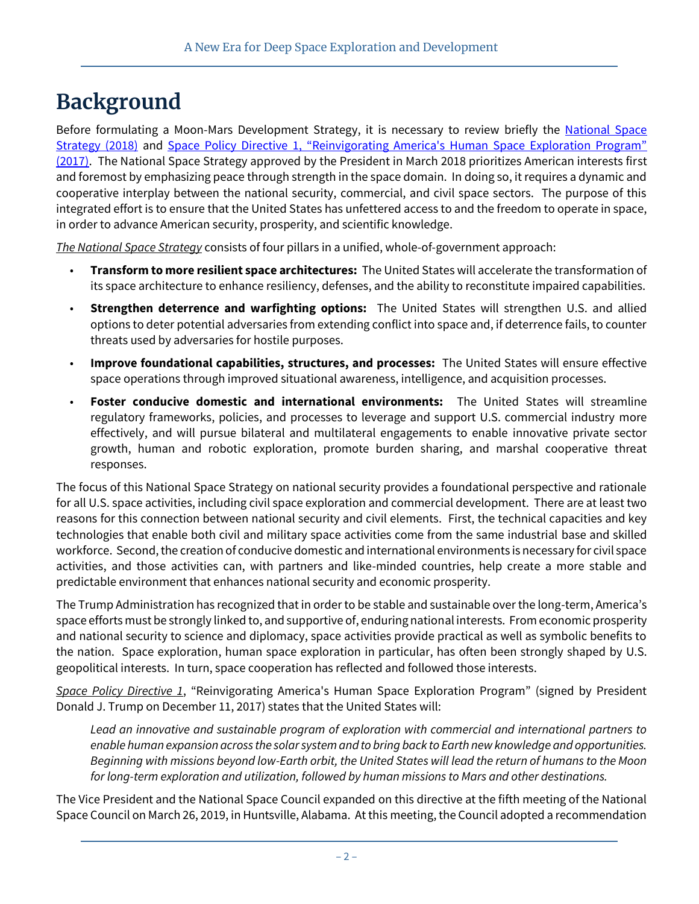# Background

Before formulating a Moon-Mars Development Strategy, it is necessary to review briefly the [National Space Strategy (2018)]() and [Space Policy Directive 1, "Reinvigorating America's Human Space Exploration Program" (2017)](). The National Space Strategy approved by the President in March 2018 prioritizes American interests first and foremost by emphasizing peace through strength in the space domain. In doing so, it requires a dynamic and cooperative interplay between the national security, commercial, and civil space sectors. The purpose of this integrated effort is to ensure that the United States has unfettered access to and the freedom to operate in space, in order to advance American security, prosperity, and scientific knowledge.

*The National Space Strategy* consists of four pillars in a unified, whole-of-government approach:

- **Transform to more resilient space architectures:** The United States will accelerate the transformation of its space architecture to enhance resiliency, defenses, and the ability to reconstitute impaired capabilities.
- **Strengthen deterrence and warfighting options:** The United States will strengthen U.S. and allied options to deter potential adversaries from extending conflict into space and, if deterrence fails, to counter threats used by adversaries for hostile purposes.
- **Improve foundational capabilities, structures, and processes:** The United States will ensure effective space operations through improved situational awareness, intelligence, and acquisition processes.
- **Foster conducive domestic and international environments:** The United States will streamline regulatory frameworks, policies, and processes to leverage and support U.S. commercial industry more effectively, and will pursue bilateral and multilateral engagements to enable innovative private sector growth, human and robotic exploration, promote burden sharing, and marshal cooperative threat responses.

The focus of this National Space Strategy on national security provides a foundational perspective and rationale for all U.S. space activities, including civil space exploration and commercial development. There are at least two reasons for this connection between national security and civil elements. First, the technical capacities and key technologies that enable both civil and military space activities come from the same industrial base and skilled workforce. Second, the creation of conducive domestic and international environments is necessary for civil space activities, and those activities can, with partners and like-minded countries, help create a more stable and predictable environment that enhances national security and economic prosperity.

The Trump Administration has recognized that in order to be stable and sustainable over the long-term, America's space efforts must be strongly linked to, and supportive of, enduring national interests. From economic prosperity and national security to science and diplomacy, space activities provide practical as well as symbolic benefits to the nation. Space exploration, human space exploration in particular, has often been strongly shaped by U.S. geopolitical interests. In turn, space cooperation has reflected and followed those interests.

*Space Policy Directive 1*, "Reinvigorating America's Human Space Exploration Program" (signed by President Donald J. Trump on December 11, 2017) states that the United States will:

> *Lead an innovative and sustainable program of exploration with commercial and international partners to enable human expansion across the solar system and to bring back to Earth new knowledge and opportunities. Beginning with missions beyond low-Earth orbit, the United States will lead the return of humans to the Moon for long-term exploration and utilization, followed by human missions to Mars and other destinations.*

The Vice President and the National Space Council expanded on this directive at the fifth meeting of the National Space Council on March 26, 2019, in Huntsville, Alabama. At this meeting, the Council adopted a recommendation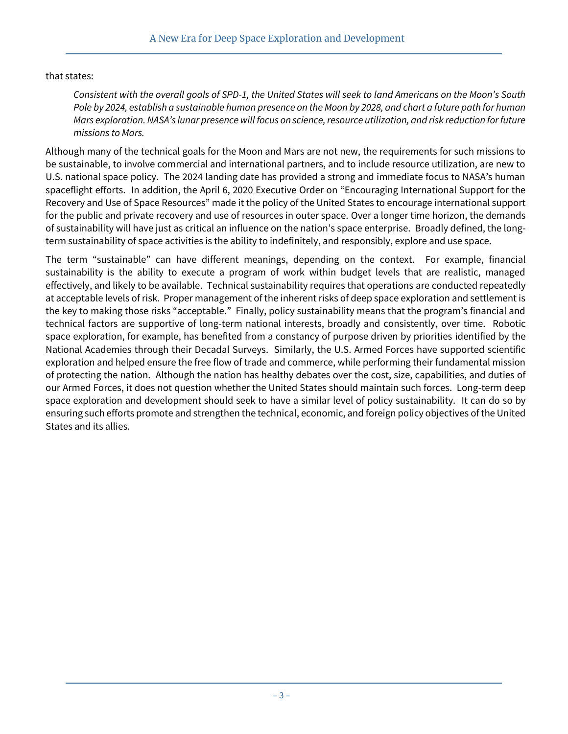that states:

> *Consistent with the overall goals of SPD-1, the United States will seek to land Americans on the Moon's South Pole by 2024, establish a sustainable human presence on the Moon by 2028, and chart a future path for human Mars exploration. NASA's lunar presence will focus on science, resource utilization, and risk reduction for future missions to Mars.*

Although many of the technical goals for the Moon and Mars are not new, the requirements for such missions to be sustainable, to involve commercial and international partners, and to include resource utilization, are new to U.S. national space policy. The 2024 landing date has provided a strong and immediate focus to NASA's human spaceflight efforts. In addition, the April 6, 2020 Executive Order on "Encouraging International Support for the Recovery and Use of Space Resources" made it the policy of the United States to encourage international support for the public and private recovery and use of resources in outer space. Over a longer time horizon, the demands of sustainability will have just as critical an influence on the nation's space enterprise. Broadly defined, the long-term sustainability of space activities is the ability to indefinitely, and responsibly, explore and use space.

The term "sustainable" can have different meanings, depending on the context. For example, financial sustainability is the ability to execute a program of work within budget levels that are realistic, managed effectively, and likely to be available. Technical sustainability requires that operations are conducted repeatedly at acceptable levels of risk. Proper management of the inherent risks of deep space exploration and settlement is the key to making those risks "acceptable." Finally, policy sustainability means that the program's financial and technical factors are supportive of long-term national interests, broadly and consistently, over time. Robotic space exploration, for example, has benefited from a constancy of purpose driven by priorities identified by the National Academies through their Decadal Surveys. Similarly, the U.S. Armed Forces have supported scientific exploration and helped ensure the free flow of trade and commerce, while performing their fundamental mission of protecting the nation. Although the nation has healthy debates over the cost, size, capabilities, and duties of our Armed Forces, it does not question whether the United States should maintain such forces. Long-term deep space exploration and development should seek to have a similar level of policy sustainability. It can do so by ensuring such efforts promote and strengthen the technical, economic, and foreign policy objectives of the United States and its allies.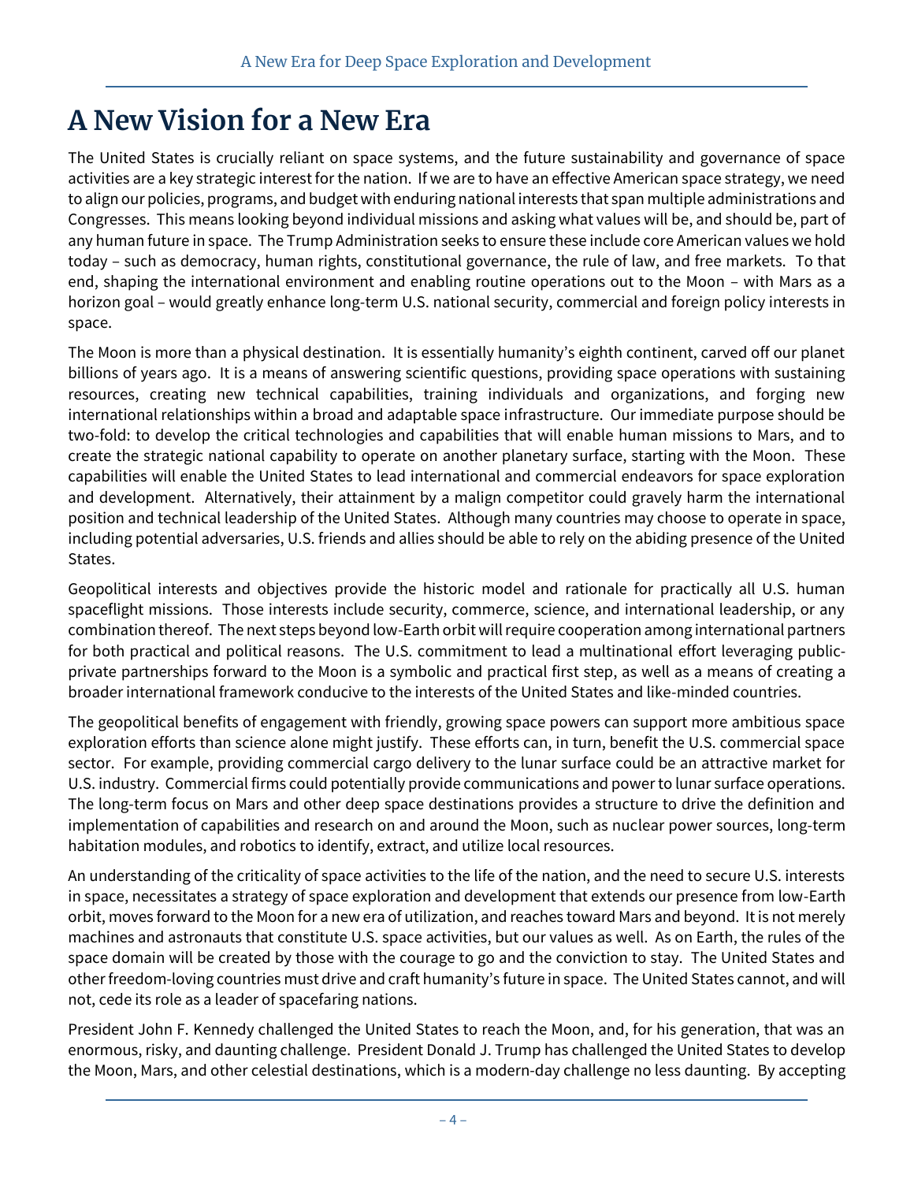# A New Vision for a New Era

The United States is crucially reliant on space systems, and the future sustainability and governance of space activities are a key strategic interest for the nation. If we are to have an effective American space strategy, we need to align our policies, programs, and budget with enduring national interests that span multiple administrations and Congresses. This means looking beyond individual missions and asking what values will be, and should be, part of any human future in space. The Trump Administration seeks to ensure these include core American values we hold today – such as democracy, human rights, constitutional governance, the rule of law, and free markets. To that end, shaping the international environment and enabling routine operations out to the Moon – with Mars as a horizon goal – would greatly enhance long-term U.S. national security, commercial and foreign policy interests in space.

The Moon is more than a physical destination. It is essentially humanity's eighth continent, carved off our planet billions of years ago. It is a means of answering scientific questions, providing space operations with sustaining resources, creating new technical capabilities, training individuals and organizations, and forging new international relationships within a broad and adaptable space infrastructure. Our immediate purpose should be two-fold: to develop the critical technologies and capabilities that will enable human missions to Mars, and to create the strategic national capability to operate on another planetary surface, starting with the Moon. These capabilities will enable the United States to lead international and commercial endeavors for space exploration and development. Alternatively, their attainment by a malign competitor could gravely harm the international position and technical leadership of the United States. Although many countries may choose to operate in space, including potential adversaries, U.S. friends and allies should be able to rely on the abiding presence of the United States.

Geopolitical interests and objectives provide the historic model and rationale for practically all U.S. human spaceflight missions. Those interests include security, commerce, science, and international leadership, or any combination thereof. The next steps beyond low-Earth orbit will require cooperation among international partners for both practical and political reasons. The U.S. commitment to lead a multinational effort leveraging public-private partnerships forward to the Moon is a symbolic and practical first step, as well as a means of creating a broader international framework conducive to the interests of the United States and like-minded countries.

The geopolitical benefits of engagement with friendly, growing space powers can support more ambitious space exploration efforts than science alone might justify. These efforts can, in turn, benefit the U.S. commercial space sector. For example, providing commercial cargo delivery to the lunar surface could be an attractive market for U.S. industry. Commercial firms could potentially provide communications and power to lunar surface operations. The long-term focus on Mars and other deep space destinations provides a structure to drive the definition and implementation of capabilities and research on and around the Moon, such as nuclear power sources, long-term habitation modules, and robotics to identify, extract, and utilize local resources.

An understanding of the criticality of space activities to the life of the nation, and the need to secure U.S. interests in space, necessitates a strategy of space exploration and development that extends our presence from low-Earth orbit, moves forward to the Moon for a new era of utilization, and reaches toward Mars and beyond. It is not merely machines and astronauts that constitute U.S. space activities, but our values as well. As on Earth, the rules of the space domain will be created by those with the courage to go and the conviction to stay. The United States and other freedom-loving countries must drive and craft humanity's future in space. The United States cannot, and will not, cede its role as a leader of spacefaring nations.

President John F. Kennedy challenged the United States to reach the Moon, and, for his generation, that was an enormous, risky, and daunting challenge. President Donald J. Trump has challenged the United States to develop the Moon, Mars, and other celestial destinations, which is a modern-day challenge no less daunting. By accepting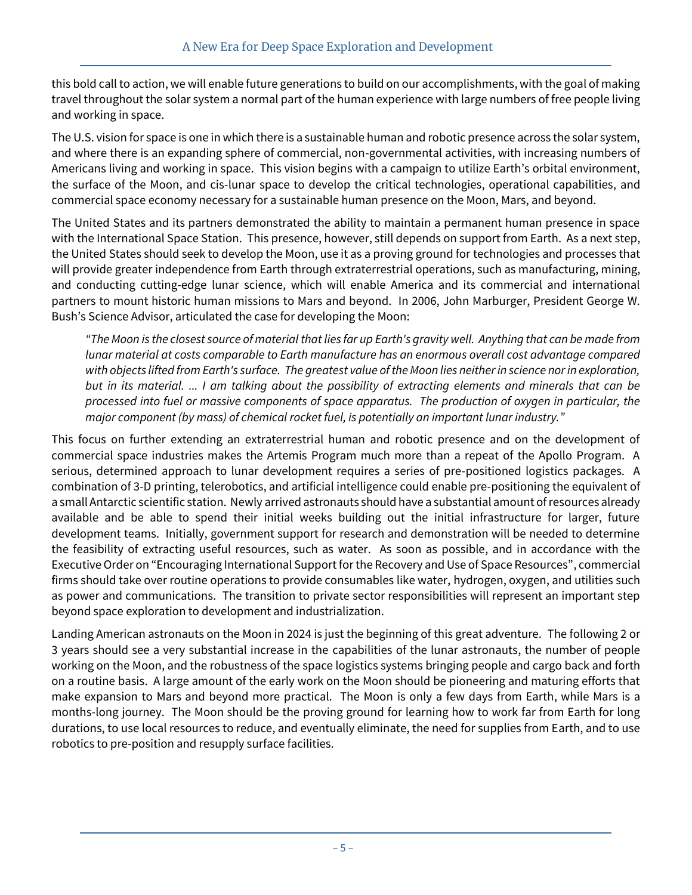this bold call to action, we will enable future generations to build on our accomplishments, with the goal of making travel throughout the solar system a normal part of the human experience with large numbers of free people living and working in space.

The U.S. vision for space is one in which there is a sustainable human and robotic presence across the solar system, and where there is an expanding sphere of commercial, non-governmental activities, with increasing numbers of Americans living and working in space. This vision begins with a campaign to utilize Earth's orbital environment, the surface of the Moon, and cis-lunar space to develop the critical technologies, operational capabilities, and commercial space economy necessary for a sustainable human presence on the Moon, Mars, and beyond.

The United States and its partners demonstrated the ability to maintain a permanent human presence in space with the International Space Station. This presence, however, still depends on support from Earth. As a next step, the United States should seek to develop the Moon, use it as a proving ground for technologies and processes that will provide greater independence from Earth through extraterrestrial operations, such as manufacturing, mining, and conducting cutting-edge lunar science, which will enable America and its commercial and international partners to mount historic human missions to Mars and beyond. In 2006, John Marburger, President George W. Bush's Science Advisor, articulated the case for developing the Moon:

> *"The Moon is the closest source of material that lies far up Earth's gravity well. Anything that can be made from lunar material at costs comparable to Earth manufacture has an enormous overall cost advantage compared with objects lifted from Earth's surface. The greatest value of the Moon lies neither in science nor in exploration, but in its material. ... I am talking about the possibility of extracting elements and minerals that can be processed into fuel or massive components of space apparatus. The production of oxygen in particular, the major component (by mass) of chemical rocket fuel, is potentially an important lunar industry."*

This focus on further extending an extraterrestrial human and robotic presence and on the development of commercial space industries makes the Artemis Program much more than a repeat of the Apollo Program. A serious, determined approach to lunar development requires a series of pre-positioned logistics packages. A combination of 3-D printing, telerobotics, and artificial intelligence could enable pre-positioning the equivalent of a small Antarctic scientific station. Newly arrived astronauts should have a substantial amount of resources already available and be able to spend their initial weeks building out the initial infrastructure for larger, future development teams. Initially, government support for research and demonstration will be needed to determine the feasibility of extracting useful resources, such as water. As soon as possible, and in accordance with the Executive Order on "Encouraging International Support for the Recovery and Use of Space Resources", commercial firms should take over routine operations to provide consumables like water, hydrogen, oxygen, and utilities such as power and communications. The transition to private sector responsibilities will represent an important step beyond space exploration to development and industrialization.

Landing American astronauts on the Moon in 2024 is just the beginning of this great adventure. The following 2 or 3 years should see a very substantial increase in the capabilities of the lunar astronauts, the number of people working on the Moon, and the robustness of the space logistics systems bringing people and cargo back and forth on a routine basis. A large amount of the early work on the Moon should be pioneering and maturing efforts that make expansion to Mars and beyond more practical. The Moon is only a few days from Earth, while Mars is a months-long journey. The Moon should be the proving ground for learning how to work far from Earth for long durations, to use local resources to reduce, and eventually eliminate, the need for supplies from Earth, and to use robotics to pre-position and resupply surface facilities.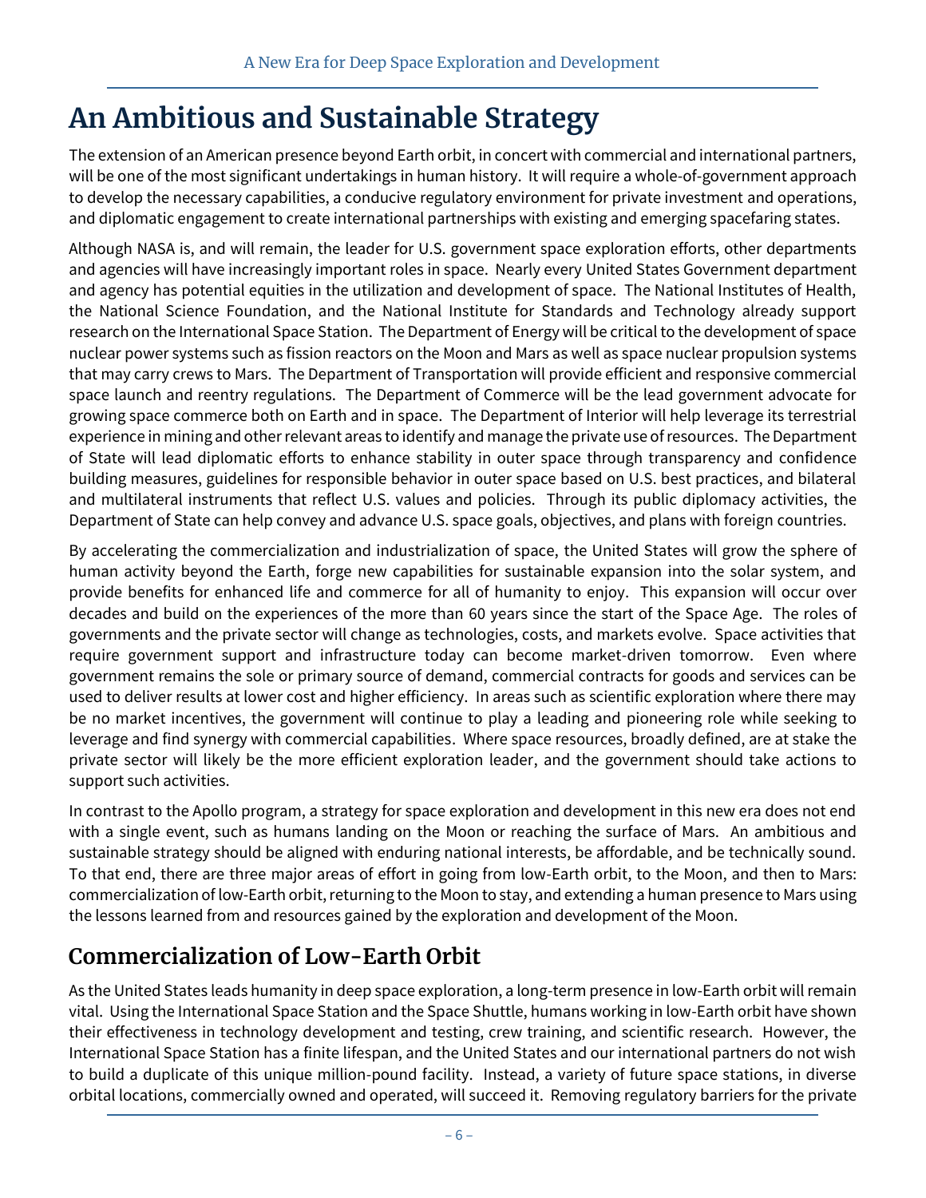# An Ambitious and Sustainable Strategy

The extension of an American presence beyond Earth orbit, in concert with commercial and international partners, will be one of the most significant undertakings in human history. It will require a whole-of-government approach to develop the necessary capabilities, a conducive regulatory environment for private investment and operations, and diplomatic engagement to create international partnerships with existing and emerging spacefaring states.

Although NASA is, and will remain, the leader for U.S. government space exploration efforts, other departments and agencies will have increasingly important roles in space. Nearly every United States Government department and agency has potential equities in the utilization and development of space. The National Institutes of Health, the National Science Foundation, and the National Institute for Standards and Technology already support research on the International Space Station. The Department of Energy will be critical to the development of space nuclear power systems such as fission reactors on the Moon and Mars as well as space nuclear propulsion systems that may carry crews to Mars. The Department of Transportation will provide efficient and responsive commercial space launch and reentry regulations. The Department of Commerce will be the lead government advocate for growing space commerce both on Earth and in space. The Department of Interior will help leverage its terrestrial experience in mining and other relevant areas to identify and manage the private use of resources. The Department of State will lead diplomatic efforts to enhance stability in outer space through transparency and confidence building measures, guidelines for responsible behavior in outer space based on U.S. best practices, and bilateral and multilateral instruments that reflect U.S. values and policies. Through its public diplomacy activities, the Department of State can help convey and advance U.S. space goals, objectives, and plans with foreign countries.

By accelerating the commercialization and industrialization of space, the United States will grow the sphere of human activity beyond the Earth, forge new capabilities for sustainable expansion into the solar system, and provide benefits for enhanced life and commerce for all of humanity to enjoy. This expansion will occur over decades and build on the experiences of the more than 60 years since the start of the Space Age. The roles of governments and the private sector will change as technologies, costs, and markets evolve. Space activities that require government support and infrastructure today can become market-driven tomorrow. Even where government remains the sole or primary source of demand, commercial contracts for goods and services can be used to deliver results at lower cost and higher efficiency. In areas such as scientific exploration where there may be no market incentives, the government will continue to play a leading and pioneering role while seeking to leverage and find synergy with commercial capabilities. Where space resources, broadly defined, are at stake the private sector will likely be the more efficient exploration leader, and the government should take actions to support such activities.

In contrast to the Apollo program, a strategy for space exploration and development in this new era does not end with a single event, such as humans landing on the Moon or reaching the surface of Mars. An ambitious and sustainable strategy should be aligned with enduring national interests, be affordable, and be technically sound. To that end, there are three major areas of effort in going from low-Earth orbit, to the Moon, and then to Mars: commercialization of low-Earth orbit, returning to the Moon to stay, and extending a human presence to Mars using the lessons learned from and resources gained by the exploration and development of the Moon.

## Commercialization of Low-Earth Orbit

As the United States leads humanity in deep space exploration, a long-term presence in low-Earth orbit will remain vital. Using the International Space Station and the Space Shuttle, humans working in low-Earth orbit have shown their effectiveness in technology development and testing, crew training, and scientific research. However, the International Space Station has a finite lifespan, and the United States and our international partners do not wish to build a duplicate of this unique million-pound facility. Instead, a variety of future space stations, in diverse orbital locations, commercially owned and operated, will succeed it. Removing regulatory barriers for the private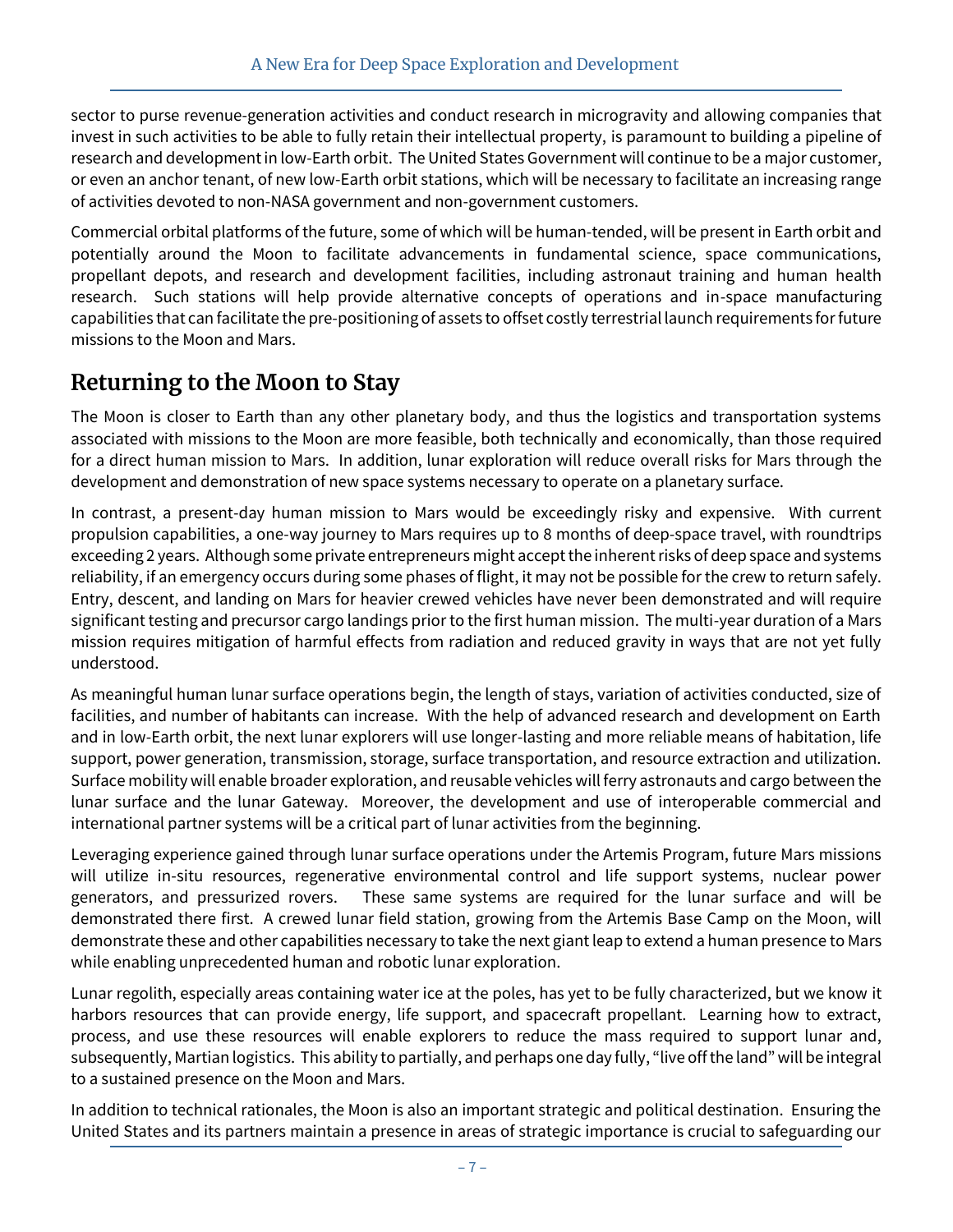sector to purse revenue-generation activities and conduct research in microgravity and allowing companies that invest in such activities to be able to fully retain their intellectual property, is paramount to building a pipeline of research and development in low-Earth orbit. The United States Government will continue to be a major customer, or even an anchor tenant, of new low-Earth orbit stations, which will be necessary to facilitate an increasing range of activities devoted to non-NASA government and non-government customers.

Commercial orbital platforms of the future, some of which will be human-tended, will be present in Earth orbit and potentially around the Moon to facilitate advancements in fundamental science, space communications, propellant depots, and research and development facilities, including astronaut training and human health research. Such stations will help provide alternative concepts of operations and in-space manufacturing capabilities that can facilitate the pre-positioning of assets to offset costly terrestrial launch requirements for future missions to the Moon and Mars.

## Returning to the Moon to Stay

The Moon is closer to Earth than any other planetary body, and thus the logistics and transportation systems associated with missions to the Moon are more feasible, both technically and economically, than those required for a direct human mission to Mars. In addition, lunar exploration will reduce overall risks for Mars through the development and demonstration of new space systems necessary to operate on a planetary surface.

In contrast, a present-day human mission to Mars would be exceedingly risky and expensive. With current propulsion capabilities, a one-way journey to Mars requires up to 8 months of deep-space travel, with roundtrips exceeding 2 years. Although some private entrepreneurs might accept the inherent risks of deep space and systems reliability, if an emergency occurs during some phases of flight, it may not be possible for the crew to return safely. Entry, descent, and landing on Mars for heavier crewed vehicles have never been demonstrated and will require significant testing and precursor cargo landings prior to the first human mission. The multi-year duration of a Mars mission requires mitigation of harmful effects from radiation and reduced gravity in ways that are not yet fully understood.

As meaningful human lunar surface operations begin, the length of stays, variation of activities conducted, size of facilities, and number of habitants can increase. With the help of advanced research and development on Earth and in low-Earth orbit, the next lunar explorers will use longer-lasting and more reliable means of habitation, life support, power generation, transmission, storage, surface transportation, and resource extraction and utilization. Surface mobility will enable broader exploration, and reusable vehicles will ferry astronauts and cargo between the lunar surface and the lunar Gateway. Moreover, the development and use of interoperable commercial and international partner systems will be a critical part of lunar activities from the beginning.

Leveraging experience gained through lunar surface operations under the Artemis Program, future Mars missions will utilize in-situ resources, regenerative environmental control and life support systems, nuclear power generators, and pressurized rovers. These same systems are required for the lunar surface and will be demonstrated there first. A crewed lunar field station, growing from the Artemis Base Camp on the Moon, will demonstrate these and other capabilities necessary to take the next giant leap to extend a human presence to Mars while enabling unprecedented human and robotic lunar exploration.

Lunar regolith, especially areas containing water ice at the poles, has yet to be fully characterized, but we know it harbors resources that can provide energy, life support, and spacecraft propellant. Learning how to extract, process, and use these resources will enable explorers to reduce the mass required to support lunar and, subsequently, Martian logistics. This ability to partially, and perhaps one day fully, "live off the land" will be integral to a sustained presence on the Moon and Mars.

In addition to technical rationales, the Moon is also an important strategic and political destination. Ensuring the United States and its partners maintain a presence in areas of strategic importance is crucial to safeguarding our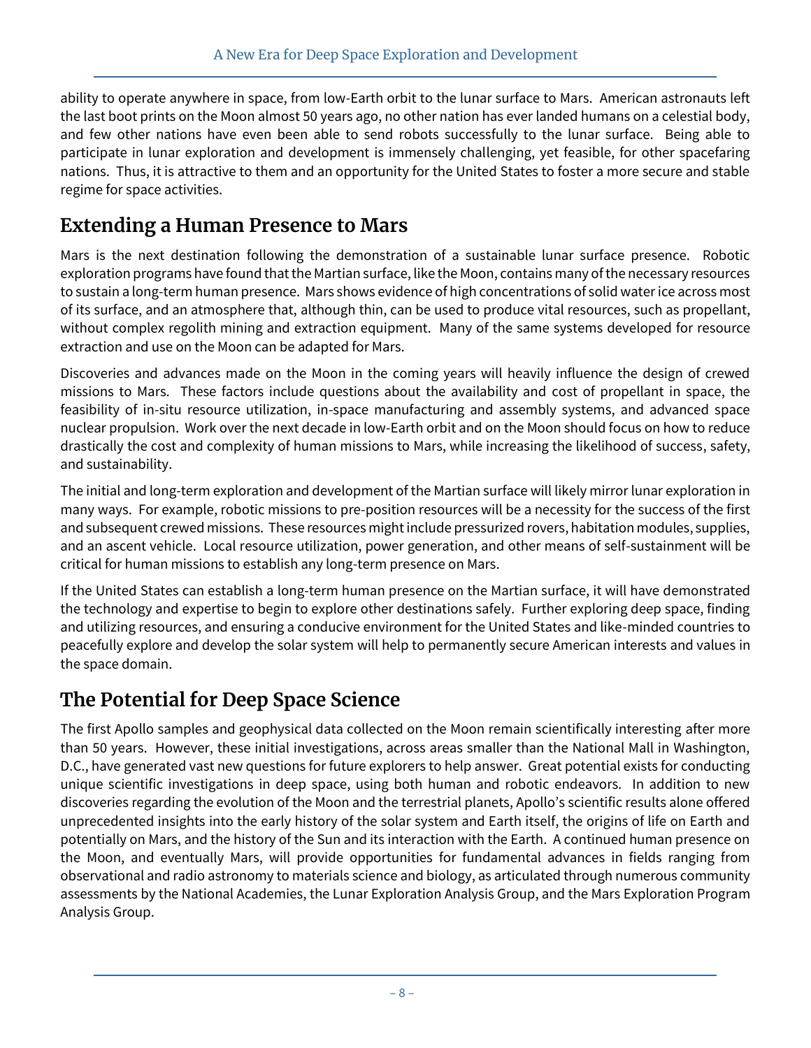ability to operate anywhere in space, from low-Earth orbit to the lunar surface to Mars. American astronauts left the last boot prints on the Moon almost 50 years ago, no other nation has ever landed humans on a celestial body, and few other nations have even been able to send robots successfully to the lunar surface. Being able to participate in lunar exploration and development is immensely challenging, yet feasible, for other spacefaring nations. Thus, it is attractive to them and an opportunity for the United States to foster a more secure and stable regime for space activities.

## Extending a Human Presence to Mars

Mars is the next destination following the demonstration of a sustainable lunar surface presence. Robotic exploration programs have found that the Martian surface, like the Moon, contains many of the necessary resources to sustain a long-term human presence. Mars shows evidence of high concentrations of solid water ice across most of its surface, and an atmosphere that, although thin, can be used to produce vital resources, such as propellant, without complex regolith mining and extraction equipment. Many of the same systems developed for resource extraction and use on the Moon can be adapted for Mars.

Discoveries and advances made on the Moon in the coming years will heavily influence the design of crewed missions to Mars. These factors include questions about the availability and cost of propellant in space, the feasibility of in-situ resource utilization, in-space manufacturing and assembly systems, and advanced space nuclear propulsion. Work over the next decade in low-Earth orbit and on the Moon should focus on how to reduce drastically the cost and complexity of human missions to Mars, while increasing the likelihood of success, safety, and sustainability.

The initial and long-term exploration and development of the Martian surface will likely mirror lunar exploration in many ways. For example, robotic missions to pre-position resources will be a necessity for the success of the first and subsequent crewed missions. These resources might include pressurized rovers, habitation modules, supplies, and an ascent vehicle. Local resource utilization, power generation, and other means of self-sustainment will be critical for human missions to establish any long-term presence on Mars.

If the United States can establish a long-term human presence on the Martian surface, it will have demonstrated the technology and expertise to begin to explore other destinations safely. Further exploring deep space, finding and utilizing resources, and ensuring a conducive environment for the United States and like-minded countries to peacefully explore and develop the solar system will help to permanently secure American interests and values in the space domain.

## The Potential for Deep Space Science

The first Apollo samples and geophysical data collected on the Moon remain scientifically interesting after more than 50 years. However, these initial investigations, across areas smaller than the National Mall in Washington, D.C., have generated vast new questions for future explorers to help answer. Great potential exists for conducting unique scientific investigations in deep space, using both human and robotic endeavors. In addition to new discoveries regarding the evolution of the Moon and the terrestrial planets, Apollo's scientific results alone offered unprecedented insights into the early history of the solar system and Earth itself, the origins of life on Earth and potentially on Mars, and the history of the Sun and its interaction with the Earth. A continued human presence on the Moon, and eventually Mars, will provide opportunities for fundamental advances in fields ranging from observational and radio astronomy to materials science and biology, as articulated through numerous community assessments by the National Academies, the Lunar Exploration Analysis Group, and the Mars Exploration Program Analysis Group.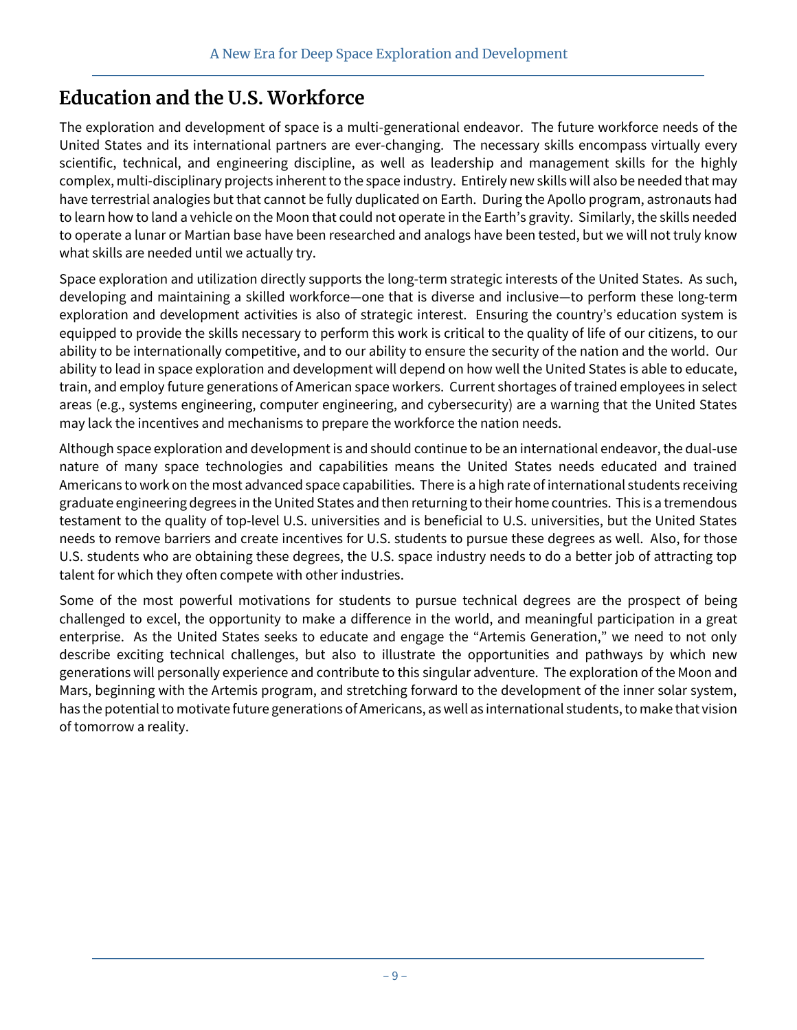## Education and the U.S. Workforce

The exploration and development of space is a multi-generational endeavor. The future workforce needs of the United States and its international partners are ever-changing. The necessary skills encompass virtually every scientific, technical, and engineering discipline, as well as leadership and management skills for the highly complex, multi-disciplinary projects inherent to the space industry. Entirely new skills will also be needed that may have terrestrial analogies but that cannot be fully duplicated on Earth. During the Apollo program, astronauts had to learn how to land a vehicle on the Moon that could not operate in the Earth's gravity. Similarly, the skills needed to operate a lunar or Martian base have been researched and analogs have been tested, but we will not truly know what skills are needed until we actually try.

Space exploration and utilization directly supports the long-term strategic interests of the United States. As such, developing and maintaining a skilled workforce—one that is diverse and inclusive—to perform these long-term exploration and development activities is also of strategic interest. Ensuring the country's education system is equipped to provide the skills necessary to perform this work is critical to the quality of life of our citizens, to our ability to be internationally competitive, and to our ability to ensure the security of the nation and the world. Our ability to lead in space exploration and development will depend on how well the United States is able to educate, train, and employ future generations of American space workers. Current shortages of trained employees in select areas (e.g., systems engineering, computer engineering, and cybersecurity) are a warning that the United States may lack the incentives and mechanisms to prepare the workforce the nation needs.

Although space exploration and development is and should continue to be an international endeavor, the dual-use nature of many space technologies and capabilities means the United States needs educated and trained Americans to work on the most advanced space capabilities. There is a high rate of international students receiving graduate engineering degrees in the United States and then returning to their home countries. This is a tremendous testament to the quality of top-level U.S. universities and is beneficial to U.S. universities, but the United States needs to remove barriers and create incentives for U.S. students to pursue these degrees as well. Also, for those U.S. students who are obtaining these degrees, the U.S. space industry needs to do a better job of attracting top talent for which they often compete with other industries.

Some of the most powerful motivations for students to pursue technical degrees are the prospect of being challenged to excel, the opportunity to make a difference in the world, and meaningful participation in a great enterprise. As the United States seeks to educate and engage the "Artemis Generation," we need to not only describe exciting technical challenges, but also to illustrate the opportunities and pathways by which new generations will personally experience and contribute to this singular adventure. The exploration of the Moon and Mars, beginning with the Artemis program, and stretching forward to the development of the inner solar system, has the potential to motivate future generations of Americans, as well as international students, to make that vision of tomorrow a reality.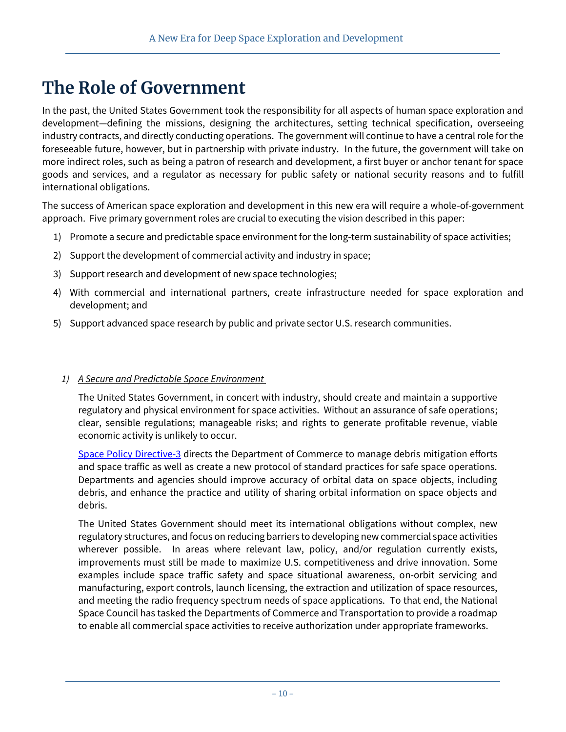# The Role of Government

In the past, the United States Government took the responsibility for all aspects of human space exploration and development—defining the missions, designing the architectures, setting technical specification, overseeing industry contracts, and directly conducting operations. The government will continue to have a central role for the foreseeable future, however, but in partnership with private industry. In the future, the government will take on more indirect roles, such as being a patron of research and development, a first buyer or anchor tenant for space goods and services, and a regulator as necessary for public safety or national security reasons and to fulfill international obligations.

The success of American space exploration and development in this new era will require a whole-of-government approach. Five primary government roles are crucial to executing the vision described in this paper:

1) Promote a secure and predictable space environment for the long-term sustainability of space activities;
2) Support the development of commercial activity and industry in space;
3) Support research and development of new space technologies;
4) With commercial and international partners, create infrastructure needed for space exploration and development; and
5) Support advanced space research by public and private sector U.S. research communities.

*1) A Secure and Predictable Space Environment*

The United States Government, in concert with industry, should create and maintain a supportive regulatory and physical environment for space activities. Without an assurance of safe operations; clear, sensible regulations; manageable risks; and rights to generate profitable revenue, viable economic activity is unlikely to occur.

Space Policy Directive-3 directs the Department of Commerce to manage debris mitigation efforts and space traffic as well as create a new protocol of standard practices for safe space operations. Departments and agencies should improve accuracy of orbital data on space objects, including debris, and enhance the practice and utility of sharing orbital information on space objects and debris.

The United States Government should meet its international obligations without complex, new regulatory structures, and focus on reducing barriers to developing new commercial space activities wherever possible. In areas where relevant law, policy, and/or regulation currently exists, improvements must still be made to maximize U.S. competitiveness and drive innovation. Some examples include space traffic safety and space situational awareness, on-orbit servicing and manufacturing, export controls, launch licensing, the extraction and utilization of space resources, and meeting the radio frequency spectrum needs of space applications. To that end, the National Space Council has tasked the Departments of Commerce and Transportation to provide a roadmap to enable all commercial space activities to receive authorization under appropriate frameworks.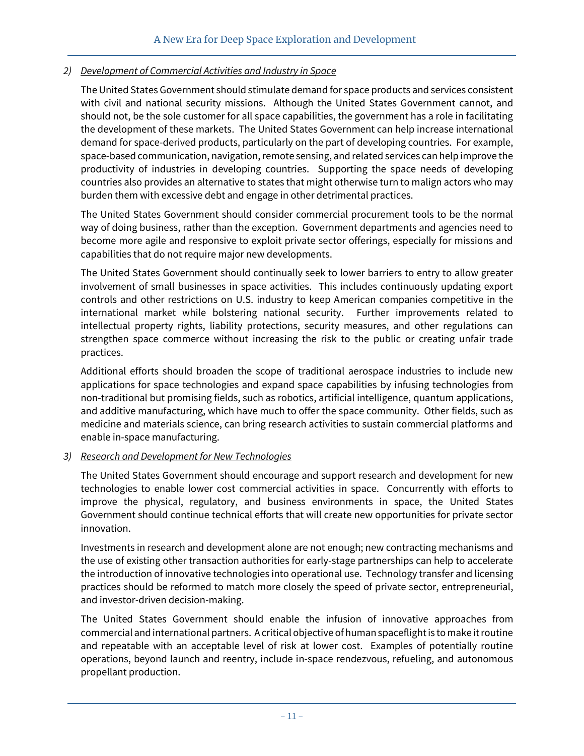2) *Development of Commercial Activities and Industry in Space*

The United States Government should stimulate demand for space products and services consistent with civil and national security missions. Although the United States Government cannot, and should not, be the sole customer for all space capabilities, the government has a role in facilitating the development of these markets. The United States Government can help increase international demand for space-derived products, particularly on the part of developing countries. For example, space-based communication, navigation, remote sensing, and related services can help improve the productivity of industries in developing countries. Supporting the space needs of developing countries also provides an alternative to states that might otherwise turn to malign actors who may burden them with excessive debt and engage in other detrimental practices.

The United States Government should consider commercial procurement tools to be the normal way of doing business, rather than the exception. Government departments and agencies need to become more agile and responsive to exploit private sector offerings, especially for missions and capabilities that do not require major new developments.

The United States Government should continually seek to lower barriers to entry to allow greater involvement of small businesses in space activities. This includes continuously updating export controls and other restrictions on U.S. industry to keep American companies competitive in the international market while bolstering national security. Further improvements related to intellectual property rights, liability protections, security measures, and other regulations can strengthen space commerce without increasing the risk to the public or creating unfair trade practices.

Additional efforts should broaden the scope of traditional aerospace industries to include new applications for space technologies and expand space capabilities by infusing technologies from non-traditional but promising fields, such as robotics, artificial intelligence, quantum applications, and additive manufacturing, which have much to offer the space community. Other fields, such as medicine and materials science, can bring research activities to sustain commercial platforms and enable in-space manufacturing.

3) *Research and Development for New Technologies*

The United States Government should encourage and support research and development for new technologies to enable lower cost commercial activities in space. Concurrently with efforts to improve the physical, regulatory, and business environments in space, the United States Government should continue technical efforts that will create new opportunities for private sector innovation.

Investments in research and development alone are not enough; new contracting mechanisms and the use of existing other transaction authorities for early-stage partnerships can help to accelerate the introduction of innovative technologies into operational use. Technology transfer and licensing practices should be reformed to match more closely the speed of private sector, entrepreneurial, and investor-driven decision-making.

The United States Government should enable the infusion of innovative approaches from commercial and international partners. A critical objective of human spaceflight is to make it routine and repeatable with an acceptable level of risk at lower cost. Examples of potentially routine operations, beyond launch and reentry, include in-space rendezvous, refueling, and autonomous propellant production.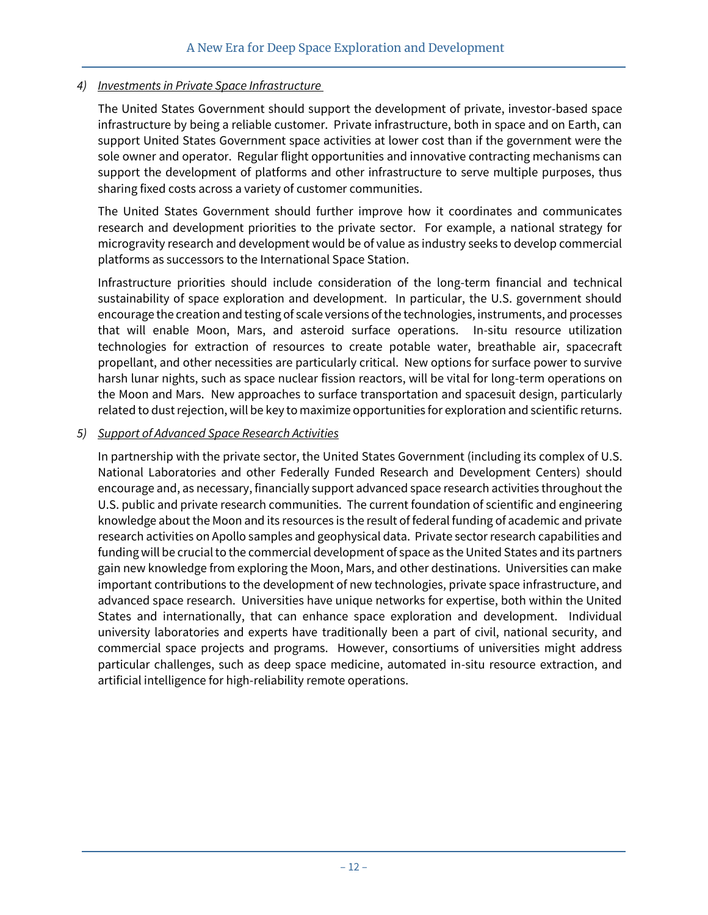4) *Investments in Private Space Infrastructure*

The United States Government should support the development of private, investor-based space infrastructure by being a reliable customer. Private infrastructure, both in space and on Earth, can support United States Government space activities at lower cost than if the government were the sole owner and operator. Regular flight opportunities and innovative contracting mechanisms can support the development of platforms and other infrastructure to serve multiple purposes, thus sharing fixed costs across a variety of customer communities.

The United States Government should further improve how it coordinates and communicates research and development priorities to the private sector. For example, a national strategy for microgravity research and development would be of value as industry seeks to develop commercial platforms as successors to the International Space Station.

Infrastructure priorities should include consideration of the long-term financial and technical sustainability of space exploration and development. In particular, the U.S. government should encourage the creation and testing of scale versions of the technologies, instruments, and processes that will enable Moon, Mars, and asteroid surface operations. In-situ resource utilization technologies for extraction of resources to create potable water, breathable air, spacecraft propellant, and other necessities are particularly critical. New options for surface power to survive harsh lunar nights, such as space nuclear fission reactors, will be vital for long-term operations on the Moon and Mars. New approaches to surface transportation and spacesuit design, particularly related to dust rejection, will be key to maximize opportunities for exploration and scientific returns.

5) *Support of Advanced Space Research Activities*

In partnership with the private sector, the United States Government (including its complex of U.S. National Laboratories and other Federally Funded Research and Development Centers) should encourage and, as necessary, financially support advanced space research activities throughout the U.S. public and private research communities. The current foundation of scientific and engineering knowledge about the Moon and its resources is the result of federal funding of academic and private research activities on Apollo samples and geophysical data. Private sector research capabilities and funding will be crucial to the commercial development of space as the United States and its partners gain new knowledge from exploring the Moon, Mars, and other destinations. Universities can make important contributions to the development of new technologies, private space infrastructure, and advanced space research. Universities have unique networks for expertise, both within the United States and internationally, that can enhance space exploration and development. Individual university laboratories and experts have traditionally been a part of civil, national security, and commercial space projects and programs. However, consortiums of universities might address particular challenges, such as deep space medicine, automated in-situ resource extraction, and artificial intelligence for high-reliability remote operations.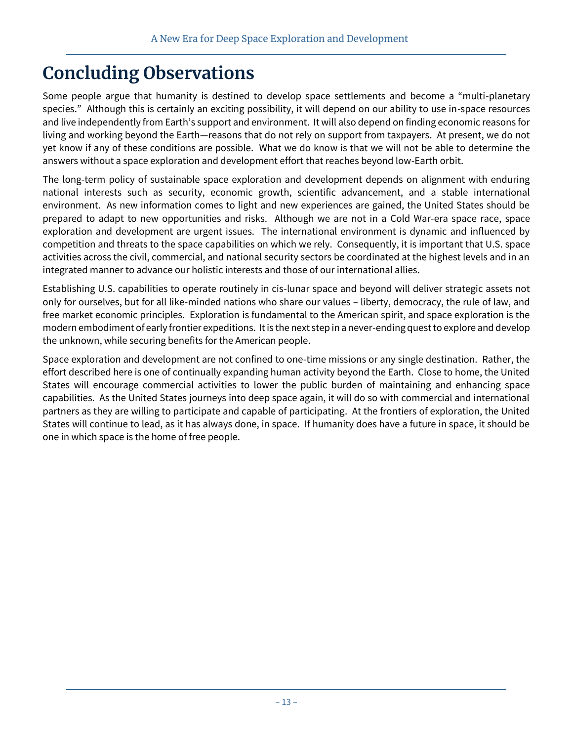# Concluding Observations

Some people argue that humanity is destined to develop space settlements and become a "multi-planetary species." Although this is certainly an exciting possibility, it will depend on our ability to use in-space resources and live independently from Earth's support and environment. It will also depend on finding economic reasons for living and working beyond the Earth—reasons that do not rely on support from taxpayers. At present, we do not yet know if any of these conditions are possible. What we do know is that we will not be able to determine the answers without a space exploration and development effort that reaches beyond low-Earth orbit.

The long-term policy of sustainable space exploration and development depends on alignment with enduring national interests such as security, economic growth, scientific advancement, and a stable international environment. As new information comes to light and new experiences are gained, the United States should be prepared to adapt to new opportunities and risks. Although we are not in a Cold War-era space race, space exploration and development are urgent issues. The international environment is dynamic and influenced by competition and threats to the space capabilities on which we rely. Consequently, it is important that U.S. space activities across the civil, commercial, and national security sectors be coordinated at the highest levels and in an integrated manner to advance our holistic interests and those of our international allies.

Establishing U.S. capabilities to operate routinely in cis-lunar space and beyond will deliver strategic assets not only for ourselves, but for all like-minded nations who share our values – liberty, democracy, the rule of law, and free market economic principles. Exploration is fundamental to the American spirit, and space exploration is the modern embodiment of early frontier expeditions. It is the next step in a never-ending quest to explore and develop the unknown, while securing benefits for the American people.

Space exploration and development are not confined to one-time missions or any single destination. Rather, the effort described here is one of continually expanding human activity beyond the Earth. Close to home, the United States will encourage commercial activities to lower the public burden of maintaining and enhancing space capabilities. As the United States journeys into deep space again, it will do so with commercial and international partners as they are willing to participate and capable of participating. At the frontiers of exploration, the United States will continue to lead, as it has always done, in space. If humanity does have a future in space, it should be one in which space is the home of free people.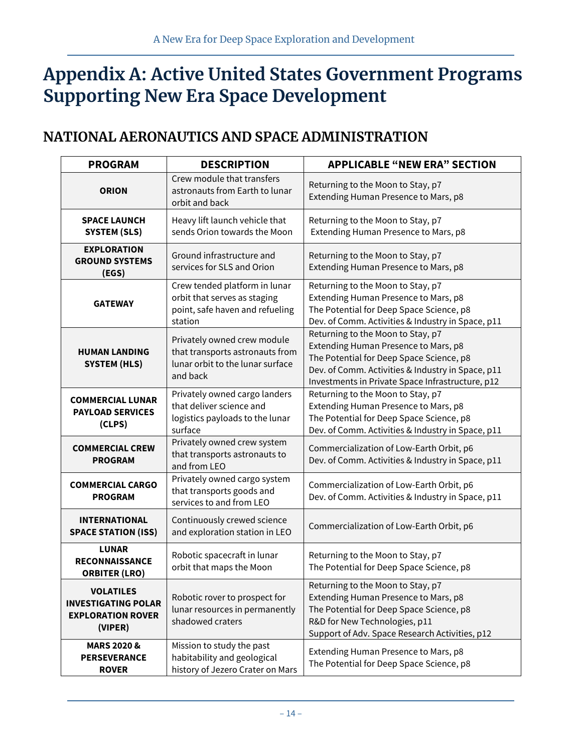# Appendix A: Active United States Government Programs Supporting New Era Space Development

## NATIONAL AERONAUTICS AND SPACE ADMINISTRATION

| PROGRAM | DESCRIPTION | APPLICABLE "NEW ERA" SECTION |
|---|---|---|
| **ORION** | Crew module that transfers astronauts from Earth to lunar orbit and back | Returning to the Moon to Stay, p7<br>Extending Human Presence to Mars, p8 |
| **SPACE LAUNCH SYSTEM (SLS)** | Heavy lift launch vehicle that sends Orion towards the Moon | Returning to the Moon to Stay, p7<br>Extending Human Presence to Mars, p8 |
| **EXPLORATION GROUND SYSTEMS (EGS)** | Ground infrastructure and services for SLS and Orion | Returning to the Moon to Stay, p7<br>Extending Human Presence to Mars, p8 |
| **GATEWAY** | Crew tended platform in lunar orbit that serves as staging point, safe haven and refueling station | Returning to the Moon to Stay, p7<br>Extending Human Presence to Mars, p8<br>The Potential for Deep Space Science, p8<br>Dev. of Comm. Activities & Industry in Space, p11 |
| **HUMAN LANDING SYSTEM (HLS)** | Privately owned crew module that transports astronauts from lunar orbit to the lunar surface and back | Returning to the Moon to Stay, p7<br>Extending Human Presence to Mars, p8<br>The Potential for Deep Space Science, p8<br>Dev. of Comm. Activities & Industry in Space, p11<br>Investments in Private Space Infrastructure, p12 |
| **COMMERCIAL LUNAR PAYLOAD SERVICES (CLPS)** | Privately owned cargo landers that deliver science and logistics payloads to the lunar surface | Returning to the Moon to Stay, p7<br>Extending Human Presence to Mars, p8<br>The Potential for Deep Space Science, p8<br>Dev. of Comm. Activities & Industry in Space, p11 |
| **COMMERCIAL CREW PROGRAM** | Privately owned crew system that transports astronauts to and from LEO | Commercialization of Low-Earth Orbit, p6<br>Dev. of Comm. Activities & Industry in Space, p11 |
| **COMMERCIAL CARGO PROGRAM** | Privately owned cargo system that transports goods and services to and from LEO | Commercialization of Low-Earth Orbit, p6<br>Dev. of Comm. Activities & Industry in Space, p11 |
| **INTERNATIONAL SPACE STATION (ISS)** | Continuously crewed science and exploration station in LEO | Commercialization of Low-Earth Orbit, p6 |
| **LUNAR RECONNAISSANCE ORBITER (LRO)** | Robotic spacecraft in lunar orbit that maps the Moon | Returning to the Moon to Stay, p7<br>The Potential for Deep Space Science, p8 |
| **VOLATILES INVESTIGATING POLAR EXPLORATION ROVER (VIPER)** | Robotic rover to prospect for lunar resources in permanently shadowed craters | Returning to the Moon to Stay, p7<br>Extending Human Presence to Mars, p8<br>The Potential for Deep Space Science, p8<br>R&D for New Technologies, p11<br>Support of Adv. Space Research Activities, p12 |
| **MARS 2020 & PERSEVERANCE ROVER** | Mission to study the past habitability and geological history of Jezero Crater on Mars | Extending Human Presence to Mars, p8<br>The Potential for Deep Space Science, p8 |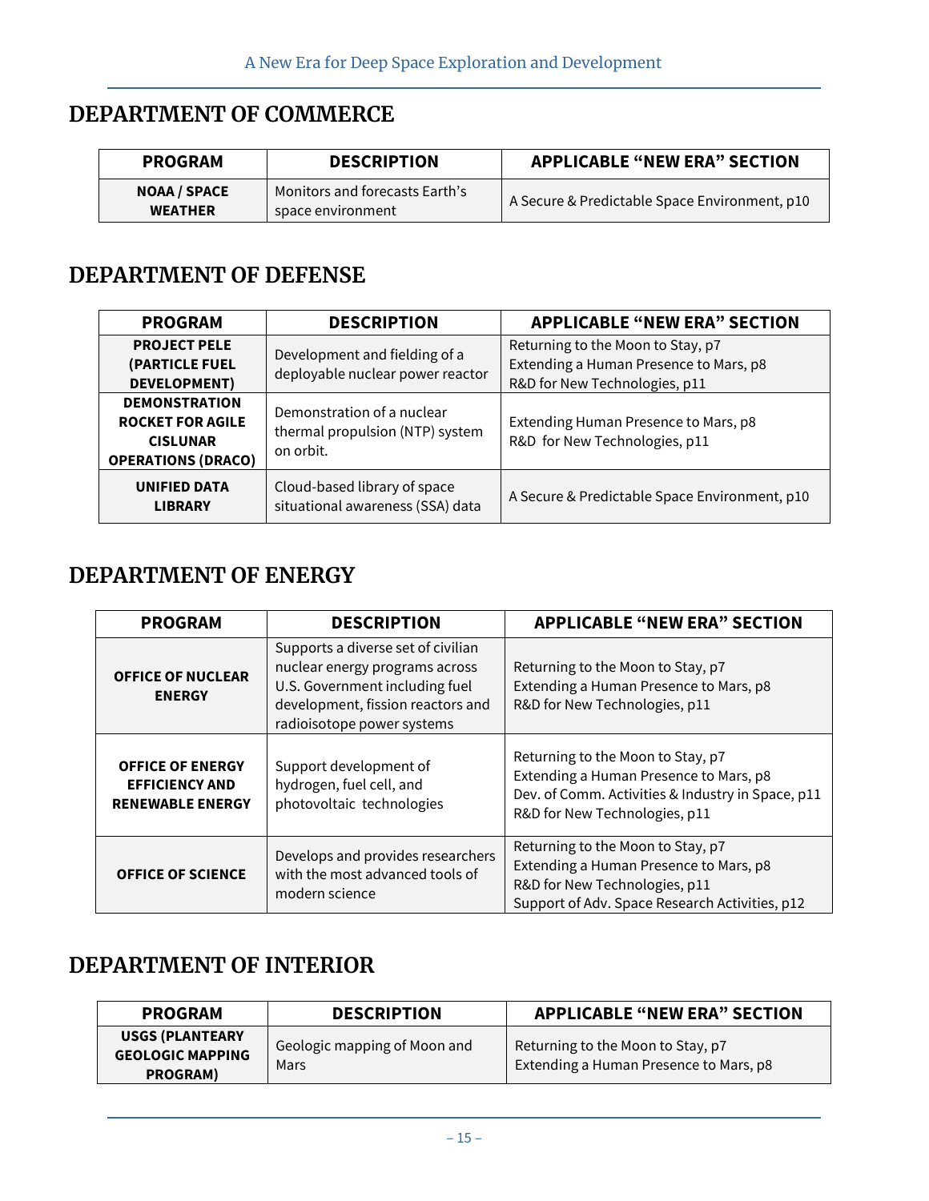## DEPARTMENT OF COMMERCE

| PROGRAM | DESCRIPTION | APPLICABLE "NEW ERA" SECTION |
|---|---|---|
| **NOAA / SPACE WEATHER** | Monitors and forecasts Earth's space environment | A Secure & Predictable Space Environment, p10 |

## DEPARTMENT OF DEFENSE

| PROGRAM | DESCRIPTION | APPLICABLE "NEW ERA" SECTION |
|---|---|---|
| **PROJECT PELE (PARTICLE FUEL DEVELOPMENT)** | Development and fielding of a deployable nuclear power reactor | Returning to the Moon to Stay, p7<br>Extending a Human Presence to Mars, p8<br>R&D for New Technologies, p11 |
| **DEMONSTRATION ROCKET FOR AGILE CISLUNAR OPERATIONS (DRACO)** | Demonstration of a nuclear thermal propulsion (NTP) system on orbit. | Extending Human Presence to Mars, p8<br>R&D for New Technologies, p11 |
| **UNIFIED DATA LIBRARY** | Cloud-based library of space situational awareness (SSA) data | A Secure & Predictable Space Environment, p10 |

## DEPARTMENT OF ENERGY

| PROGRAM | DESCRIPTION | APPLICABLE "NEW ERA" SECTION |
|---|---|---|
| **OFFICE OF NUCLEAR ENERGY** | Supports a diverse set of civilian nuclear energy programs across U.S. Government including fuel development, fission reactors and radioisotope power systems | Returning to the Moon to Stay, p7<br>Extending a Human Presence to Mars, p8<br>R&D for New Technologies, p11 |
| **OFFICE OF ENERGY EFFICIENCY AND RENEWABLE ENERGY** | Support development of hydrogen, fuel cell, and photovoltaic technologies | Returning to the Moon to Stay, p7<br>Extending a Human Presence to Mars, p8<br>Dev. of Comm. Activities & Industry in Space, p11<br>R&D for New Technologies, p11 |
| **OFFICE OF SCIENCE** | Develops and provides researchers with the most advanced tools of modern science | Returning to the Moon to Stay, p7<br>Extending a Human Presence to Mars, p8<br>R&D for New Technologies, p11<br>Support of Adv. Space Research Activities, p12 |

## DEPARTMENT OF INTERIOR

| PROGRAM | DESCRIPTION | APPLICABLE "NEW ERA" SECTION |
|---|---|---|
| **USGS (PLANTEARY GEOLOGIC MAPPING PROGRAM)** | Geologic mapping of Moon and Mars | Returning to the Moon to Stay, p7<br>Extending a Human Presence to Mars, p8 |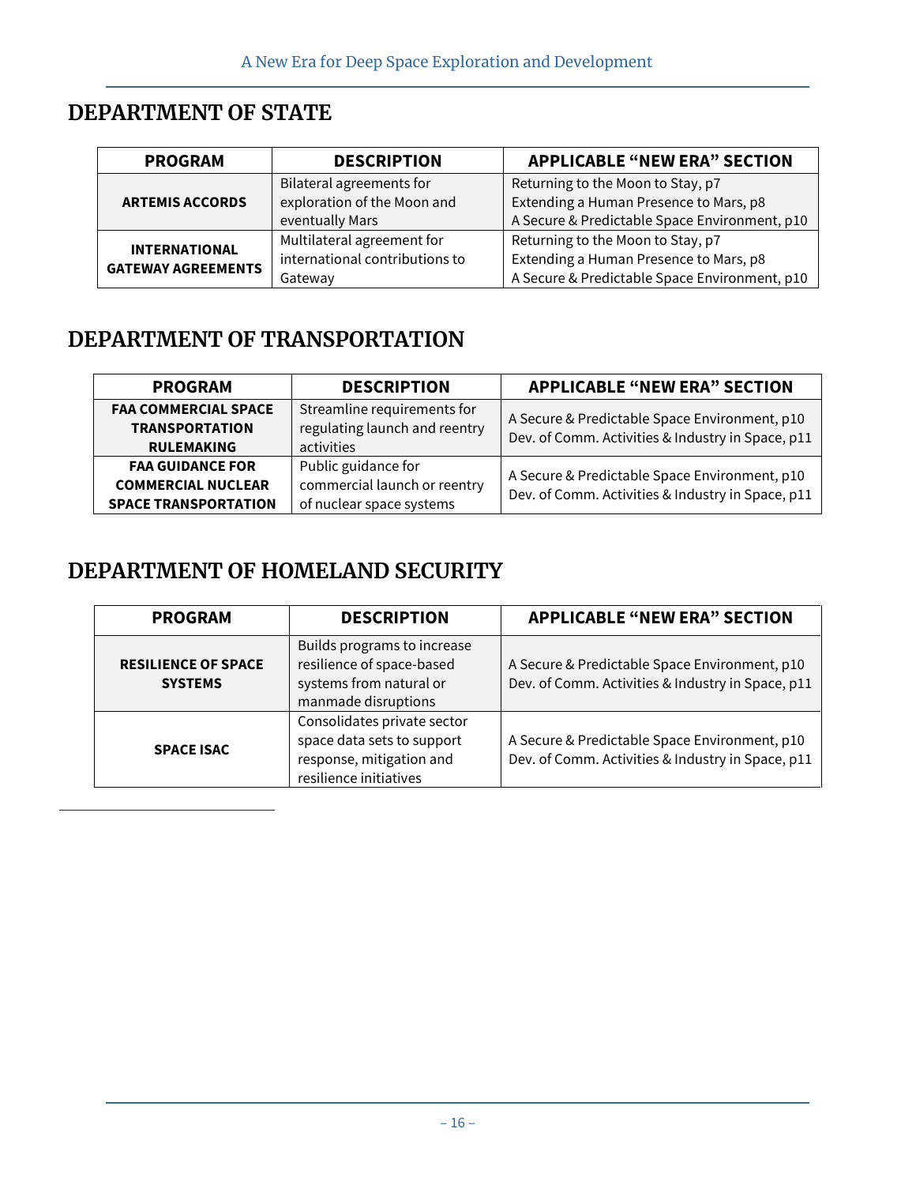## DEPARTMENT OF STATE

| PROGRAM | DESCRIPTION | APPLICABLE "NEW ERA" SECTION |
|---|---|---|
| **ARTEMIS ACCORDS** | Bilateral agreements for exploration of the Moon and eventually Mars | Returning to the Moon to Stay, p7<br>Extending a Human Presence to Mars, p8<br>A Secure & Predictable Space Environment, p10 |
| **INTERNATIONAL GATEWAY AGREEMENTS** | Multilateral agreement for international contributions to Gateway | Returning to the Moon to Stay, p7<br>Extending a Human Presence to Mars, p8<br>A Secure & Predictable Space Environment, p10 |

## DEPARTMENT OF TRANSPORTATION

| PROGRAM | DESCRIPTION | APPLICABLE "NEW ERA" SECTION |
|---|---|---|
| **FAA COMMERCIAL SPACE TRANSPORTATION RULEMAKING** | Streamline requirements for regulating launch and reentry activities | A Secure & Predictable Space Environment, p10<br>Dev. of Comm. Activities & Industry in Space, p11 |
| **FAA GUIDANCE FOR COMMERCIAL NUCLEAR SPACE TRANSPORTATION** | Public guidance for commercial launch or reentry of nuclear space systems | A Secure & Predictable Space Environment, p10<br>Dev. of Comm. Activities & Industry in Space, p11 |

## DEPARTMENT OF HOMELAND SECURITY

| PROGRAM | DESCRIPTION | APPLICABLE "NEW ERA" SECTION |
|---|---|---|
| **RESILIENCE OF SPACE SYSTEMS** | Builds programs to increase resilience of space-based systems from natural or manmade disruptions | A Secure & Predictable Space Environment, p10<br>Dev. of Comm. Activities & Industry in Space, p11 |
| **SPACE ISAC** | Consolidates private sector space data sets to support response, mitigation and resilience initiatives | A Secure & Predictable Space Environment, p10<br>Dev. of Comm. Activities & Industry in Space, p11 |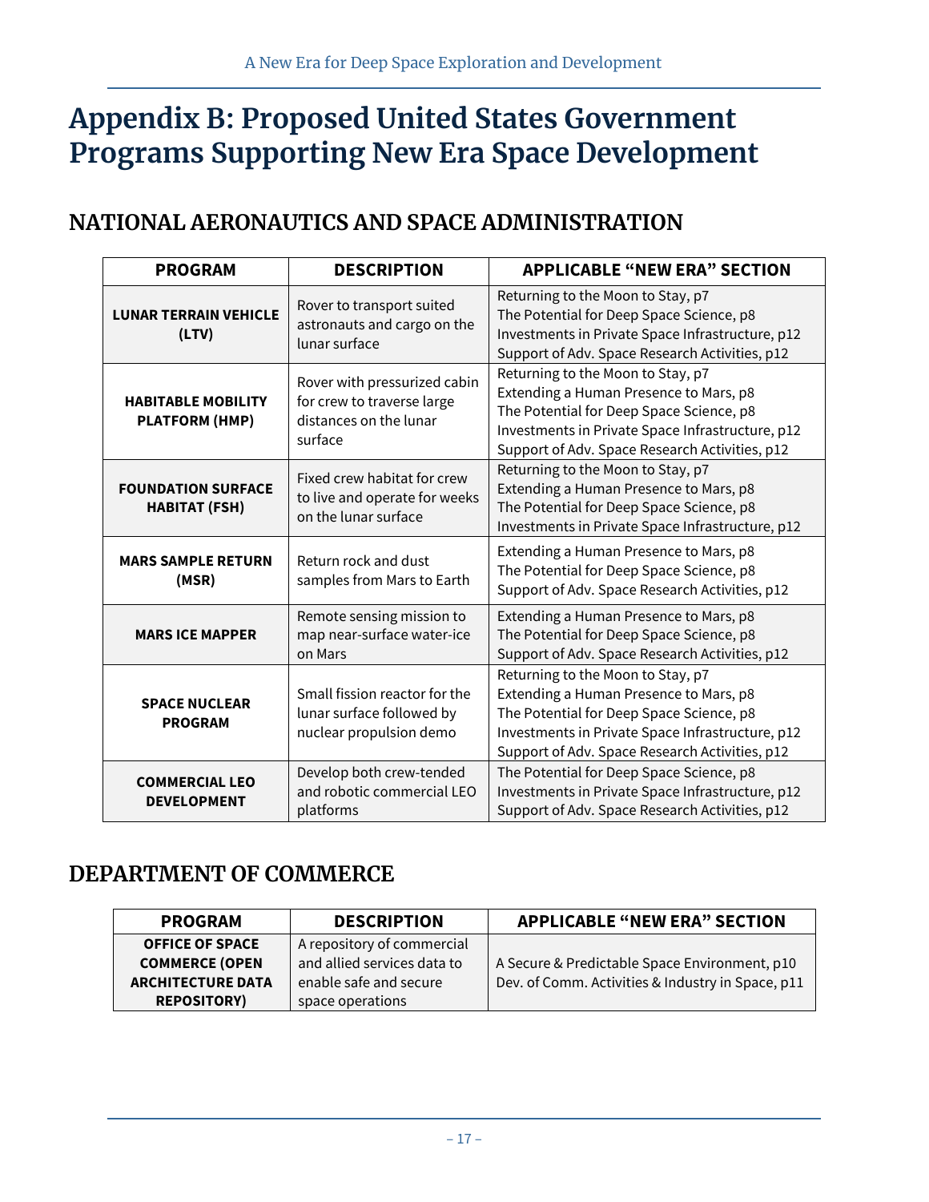# Appendix B: Proposed United States Government Programs Supporting New Era Space Development

## NATIONAL AERONAUTICS AND SPACE ADMINISTRATION

| PROGRAM | DESCRIPTION | APPLICABLE "NEW ERA" SECTION |
|---|---|---|
| **LUNAR TERRAIN VEHICLE (LTV)** | Rover to transport suited astronauts and cargo on the lunar surface | Returning to the Moon to Stay, p7<br>The Potential for Deep Space Science, p8<br>Investments in Private Space Infrastructure, p12<br>Support of Adv. Space Research Activities, p12 |
| **HABITABLE MOBILITY PLATFORM (HMP)** | Rover with pressurized cabin for crew to traverse large distances on the lunar surface | Returning to the Moon to Stay, p7<br>Extending a Human Presence to Mars, p8<br>The Potential for Deep Space Science, p8<br>Investments in Private Space Infrastructure, p12<br>Support of Adv. Space Research Activities, p12 |
| **FOUNDATION SURFACE HABITAT (FSH)** | Fixed crew habitat for crew to live and operate for weeks on the lunar surface | Returning to the Moon to Stay, p7<br>Extending a Human Presence to Mars, p8<br>The Potential for Deep Space Science, p8<br>Investments in Private Space Infrastructure, p12 |
| **MARS SAMPLE RETURN (MSR)** | Return rock and dust samples from Mars to Earth | Extending a Human Presence to Mars, p8<br>The Potential for Deep Space Science, p8<br>Support of Adv. Space Research Activities, p12 |
| **MARS ICE MAPPER** | Remote sensing mission to map near-surface water-ice on Mars | Extending a Human Presence to Mars, p8<br>The Potential for Deep Space Science, p8<br>Support of Adv. Space Research Activities, p12 |
| **SPACE NUCLEAR PROGRAM** | Small fission reactor for the lunar surface followed by nuclear propulsion demo | Returning to the Moon to Stay, p7<br>Extending a Human Presence to Mars, p8<br>The Potential for Deep Space Science, p8<br>Investments in Private Space Infrastructure, p12<br>Support of Adv. Space Research Activities, p12 |
| **COMMERCIAL LEO DEVELOPMENT** | Develop both crew-tended and robotic commercial LEO platforms | The Potential for Deep Space Science, p8<br>Investments in Private Space Infrastructure, p12<br>Support of Adv. Space Research Activities, p12 |

## DEPARTMENT OF COMMERCE

| PROGRAM | DESCRIPTION | APPLICABLE "NEW ERA" SECTION |
|---|---|---|
| **OFFICE OF SPACE COMMERCE (OPEN ARCHITECTURE DATA REPOSITORY)** | A repository of commercial and allied services data to enable safe and secure space operations | A Secure & Predictable Space Environment, p10<br>Dev. of Comm. Activities & Industry in Space, p11 |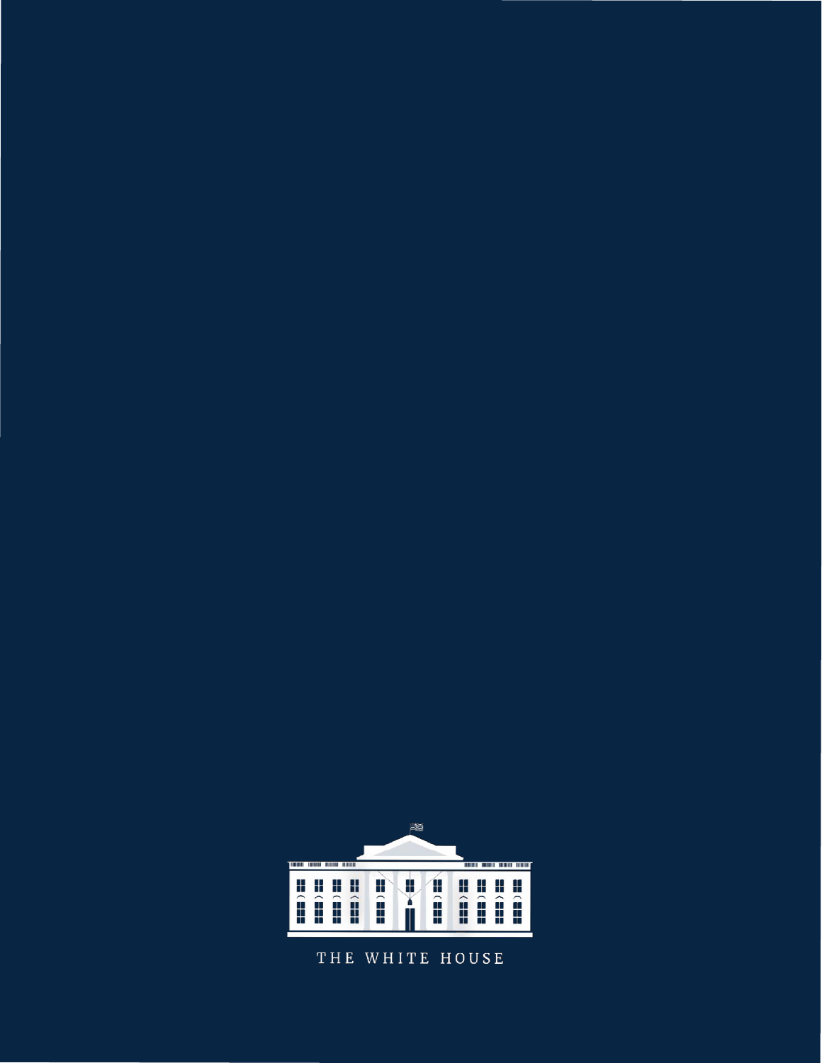THE WHITE HOUSE